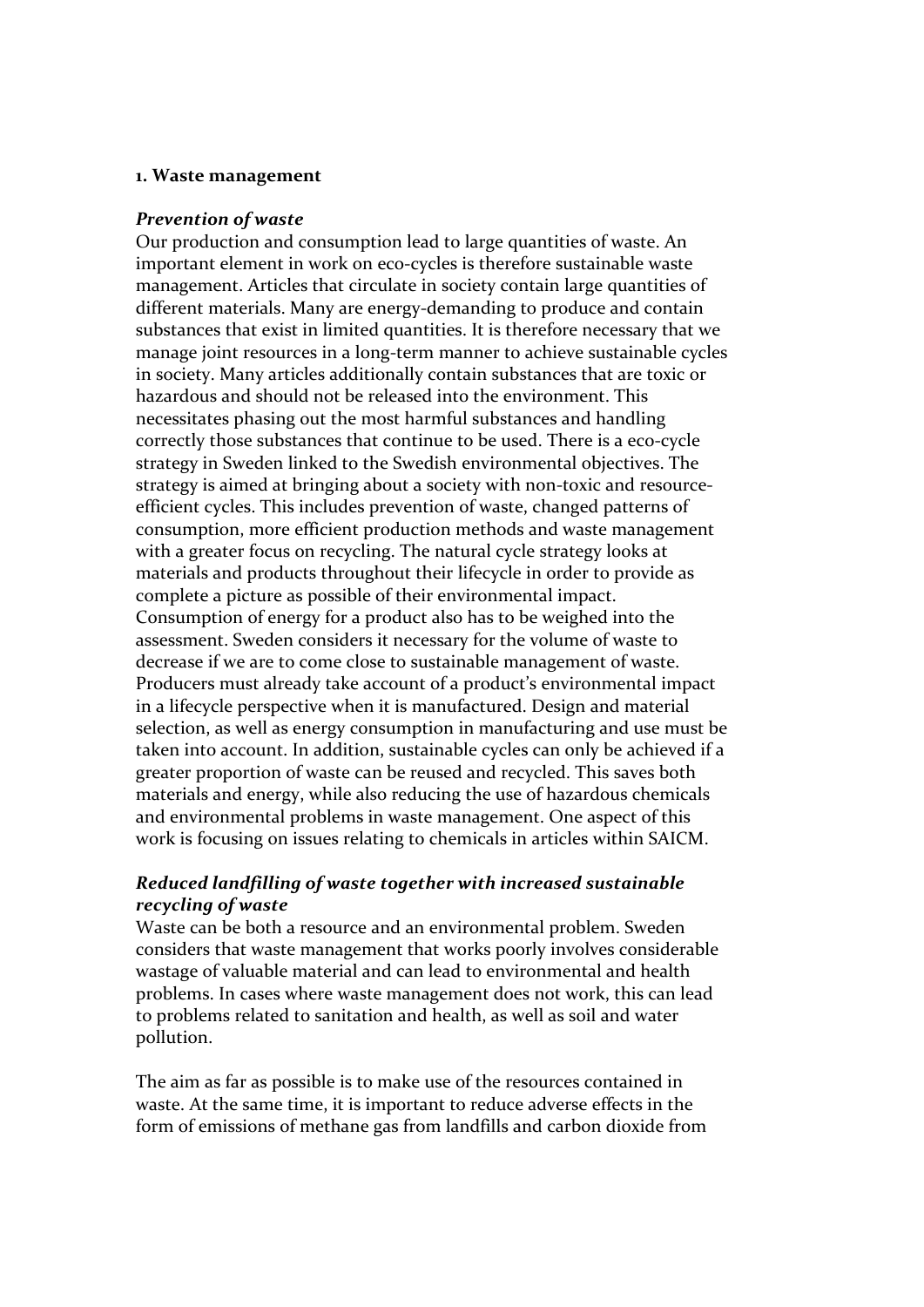## 1. Waste management

### *Prevention of waste*

Our production and consumption lead to large quantities of waste. An important element in work on eco-cycles is therefore sustainable waste management. Articles that circulate in society contain large quantities of different materials. Many are energy-demanding to produce and contain substances that exist in limited quantities. It is therefore necessary that we manage joint resources in a long-term manner to achieve sustainable cycles in society. Many articles additionally contain substances that are toxic or hazardous and should not be released into the environment. This necessitates phasing out the most harmful substances and handling correctly those substances that continue to be used. There is a eco-cycle strategy in Sweden linked to the Swedish environmental objectives. The strategy is aimed at bringing about a society with non-toxic and resource-efficient cycles. This includes prevention of waste, changed patterns of consumption, more efficient production methods and waste management with a greater focus on recycling. The natural cycle strategy looks at materials and products throughout their lifecycle in order to provide as complete a picture as possible of their environmental impact. Consumption of energy for a product also has to be weighed into the assessment. Sweden considers it necessary for the volume of waste to decrease if we are to come close to sustainable management of waste. Producers must already take account of a product's environmental impact in a lifecycle perspective when it is manufactured. Design and material selection, as well as energy consumption in manufacturing and use must be taken into account. In addition, sustainable cycles can only be achieved if a greater proportion of waste can be reused and recycled. This saves both materials and energy, while also reducing the use of hazardous chemicals and environmental problems in waste management. One aspect of this work is focusing on issues relating to chemicals in articles within SAICM.

### *Reduced landfilling of waste together with increased sustainable recycling of waste*

Waste can be both a resource and an environmental problem. Sweden considers that waste management that works poorly involves considerable wastage of valuable material and can lead to environmental and health problems. In cases where waste management does not work, this can lead to problems related to sanitation and health, as well as soil and water pollution.

The aim as far as possible is to make use of the resources contained in waste. At the same time, it is important to reduce adverse effects in the form of emissions of methane gas from landfills and carbon dioxide from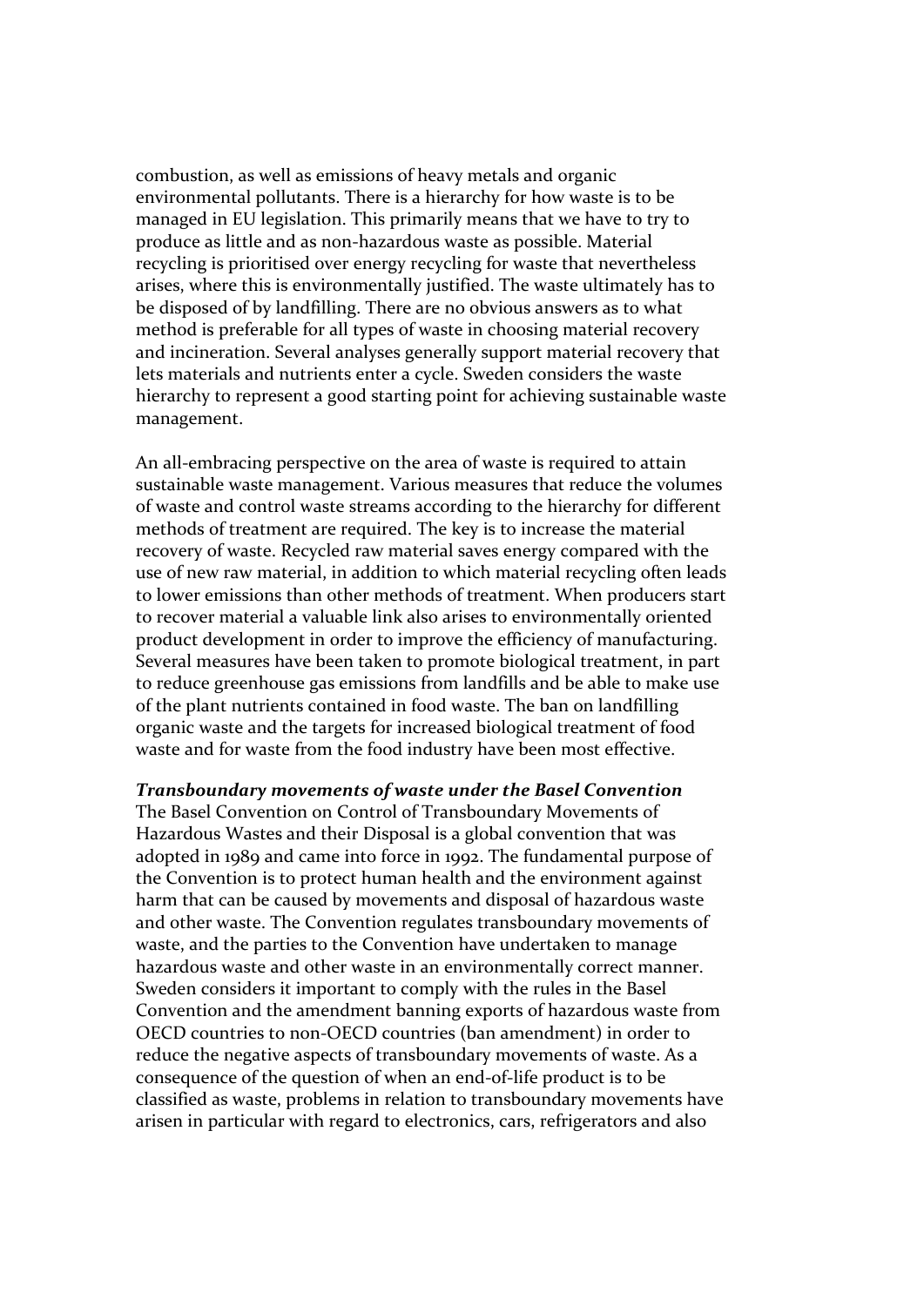combustion, as well as emissions of heavy metals and organic environmental pollutants. There is a hierarchy for how waste is to be managed in EU legislation. This primarily means that we have to try to produce as little and as non-hazardous waste as possible. Material recycling is prioritised over energy recycling for waste that nevertheless arises, where this is environmentally justified. The waste ultimately has to be disposed of by landfilling. There are no obvious answers as to what method is preferable for all types of waste in choosing material recovery and incineration. Several analyses generally support material recovery that lets materials and nutrients enter a cycle. Sweden considers the waste hierarchy to represent a good starting point for achieving sustainable waste management.

An all-embracing perspective on the area of waste is required to attain sustainable waste management. Various measures that reduce the volumes of waste and control waste streams according to the hierarchy for different methods of treatment are required. The key is to increase the material recovery of waste. Recycled raw material saves energy compared with the use of new raw material, in addition to which material recycling often leads to lower emissions than other methods of treatment. When producers start to recover material a valuable link also arises to environmentally oriented product development in order to improve the efficiency of manufacturing. Several measures have been taken to promote biological treatment, in part to reduce greenhouse gas emissions from landfills and be able to make use of the plant nutrients contained in food waste. The ban on landfilling organic waste and the targets for increased biological treatment of food waste and for waste from the food industry have been most effective.

***Transboundary movements of waste under the Basel Convention***

The Basel Convention on Control of Transboundary Movements of Hazardous Wastes and their Disposal is a global convention that was adopted in 1989 and came into force in 1992. The fundamental purpose of the Convention is to protect human health and the environment against harm that can be caused by movements and disposal of hazardous waste and other waste. The Convention regulates transboundary movements of waste, and the parties to the Convention have undertaken to manage hazardous waste and other waste in an environmentally correct manner. Sweden considers it important to comply with the rules in the Basel Convention and the amendment banning exports of hazardous waste from OECD countries to non-OECD countries (ban amendment) in order to reduce the negative aspects of transboundary movements of waste. As a consequence of the question of when an end-of-life product is to be classified as waste, problems in relation to transboundary movements have arisen in particular with regard to electronics, cars, refrigerators and also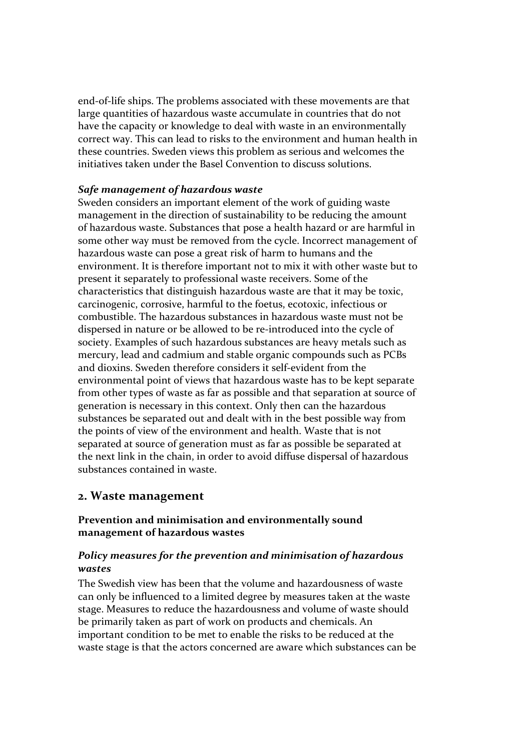end-of-life ships. The problems associated with these movements are that large quantities of hazardous waste accumulate in countries that do not have the capacity or knowledge to deal with waste in an environmentally correct way. This can lead to risks to the environment and human health in these countries. Sweden views this problem as serious and welcomes the initiatives taken under the Basel Convention to discuss solutions.

***Safe management of hazardous waste***

Sweden considers an important element of the work of guiding waste management in the direction of sustainability to be reducing the amount of hazardous waste. Substances that pose a health hazard or are harmful in some other way must be removed from the cycle. Incorrect management of hazardous waste can pose a great risk of harm to humans and the environment. It is therefore important not to mix it with other waste but to present it separately to professional waste receivers. Some of the characteristics that distinguish hazardous waste are that it may be toxic, carcinogenic, corrosive, harmful to the foetus, ecotoxic, infectious or combustible. The hazardous substances in hazardous waste must not be dispersed in nature or be allowed to be re-introduced into the cycle of society. Examples of such hazardous substances are heavy metals such as mercury, lead and cadmium and stable organic compounds such as PCBs and dioxins. Sweden therefore considers it self-evident from the environmental point of views that hazardous waste has to be kept separate from other types of waste as far as possible and that separation at source of generation is necessary in this context. Only then can the hazardous substances be separated out and dealt with in the best possible way from the points of view of the environment and health. Waste that is not separated at source of generation must as far as possible be separated at the next link in the chain, in order to avoid diffuse dispersal of hazardous substances contained in waste.

## 2. Waste management

### Prevention and minimisation and environmentally sound management of hazardous wastes

#### *Policy measures for the prevention and minimisation of hazardous wastes*

The Swedish view has been that the volume and hazardousness of waste can only be influenced to a limited degree by measures taken at the waste stage. Measures to reduce the hazardousness and volume of waste should be primarily taken as part of work on products and chemicals. An important condition to be met to enable the risks to be reduced at the waste stage is that the actors concerned are aware which substances can be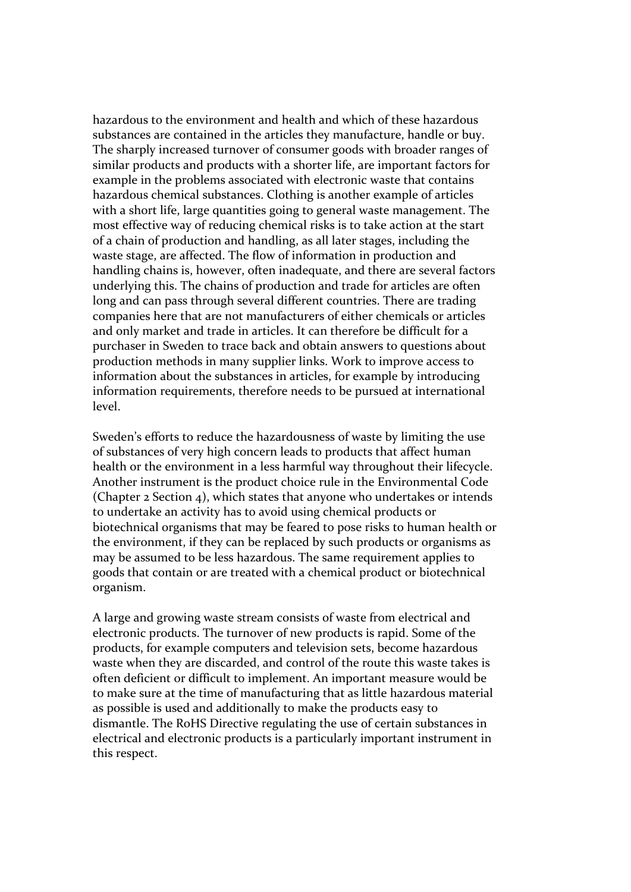hazardous to the environment and health and which of these hazardous substances are contained in the articles they manufacture, handle or buy. The sharply increased turnover of consumer goods with broader ranges of similar products and products with a shorter life, are important factors for example in the problems associated with electronic waste that contains hazardous chemical substances. Clothing is another example of articles with a short life, large quantities going to general waste management. The most effective way of reducing chemical risks is to take action at the start of a chain of production and handling, as all later stages, including the waste stage, are affected. The flow of information in production and handling chains is, however, often inadequate, and there are several factors underlying this. The chains of production and trade for articles are often long and can pass through several different countries. There are trading companies here that are not manufacturers of either chemicals or articles and only market and trade in articles. It can therefore be difficult for a purchaser in Sweden to trace back and obtain answers to questions about production methods in many supplier links. Work to improve access to information about the substances in articles, for example by introducing information requirements, therefore needs to be pursued at international level.

Sweden's efforts to reduce the hazardousness of waste by limiting the use of substances of very high concern leads to products that affect human health or the environment in a less harmful way throughout their lifecycle. Another instrument is the product choice rule in the Environmental Code (Chapter 2 Section 4), which states that anyone who undertakes or intends to undertake an activity has to avoid using chemical products or biotechnical organisms that may be feared to pose risks to human health or the environment, if they can be replaced by such products or organisms as may be assumed to be less hazardous. The same requirement applies to goods that contain or are treated with a chemical product or biotechnical organism.

A large and growing waste stream consists of waste from electrical and electronic products. The turnover of new products is rapid. Some of the products, for example computers and television sets, become hazardous waste when they are discarded, and control of the route this waste takes is often deficient or difficult to implement. An important measure would be to make sure at the time of manufacturing that as little hazardous material as possible is used and additionally to make the products easy to dismantle. The RoHS Directive regulating the use of certain substances in electrical and electronic products is a particularly important instrument in this respect.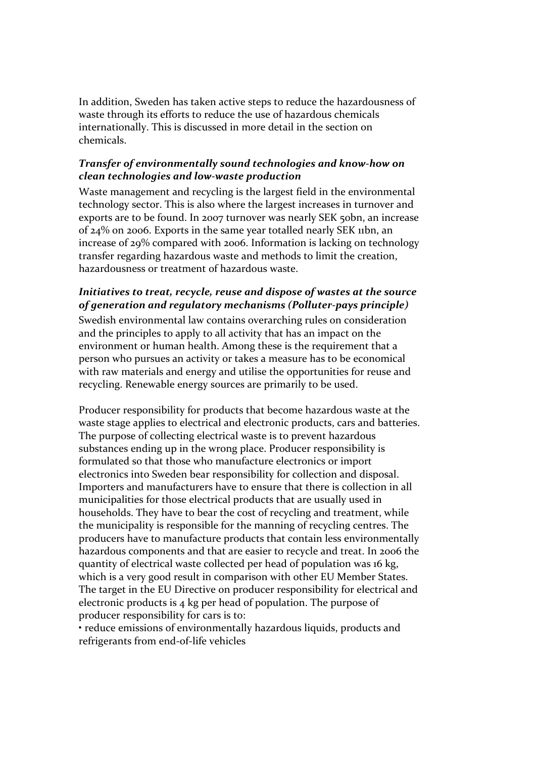In addition, Sweden has taken active steps to reduce the hazardousness of waste through its efforts to reduce the use of hazardous chemicals internationally. This is discussed in more detail in the section on chemicals.

***Transfer of environmentally sound technologies and know-how on clean technologies and low-waste production***

Waste management and recycling is the largest field in the environmental technology sector. This is also where the largest increases in turnover and exports are to be found. In 2007 turnover was nearly SEK 50bn, an increase of 24% on 2006. Exports in the same year totalled nearly SEK 11bn, an increase of 29% compared with 2006. Information is lacking on technology transfer regarding hazardous waste and methods to limit the creation, hazardousness or treatment of hazardous waste.

***Initiatives to treat, recycle, reuse and dispose of wastes at the source of generation and regulatory mechanisms (Polluter-pays principle)***

Swedish environmental law contains overarching rules on consideration and the principles to apply to all activity that has an impact on the environment or human health. Among these is the requirement that a person who pursues an activity or takes a measure has to be economical with raw materials and energy and utilise the opportunities for reuse and recycling. Renewable energy sources are primarily to be used.

Producer responsibility for products that become hazardous waste at the waste stage applies to electrical and electronic products, cars and batteries. The purpose of collecting electrical waste is to prevent hazardous substances ending up in the wrong place. Producer responsibility is formulated so that those who manufacture electronics or import electronics into Sweden bear responsibility for collection and disposal. Importers and manufacturers have to ensure that there is collection in all municipalities for those electrical products that are usually used in households. They have to bear the cost of recycling and treatment, while the municipality is responsible for the manning of recycling centres. The producers have to manufacture products that contain less environmentally hazardous components and that are easier to recycle and treat. In 2006 the quantity of electrical waste collected per head of population was 16 kg, which is a very good result in comparison with other EU Member States. The target in the EU Directive on producer responsibility for electrical and electronic products is 4 kg per head of population. The purpose of producer responsibility for cars is to:

• reduce emissions of environmentally hazardous liquids, products and refrigerants from end-of-life vehicles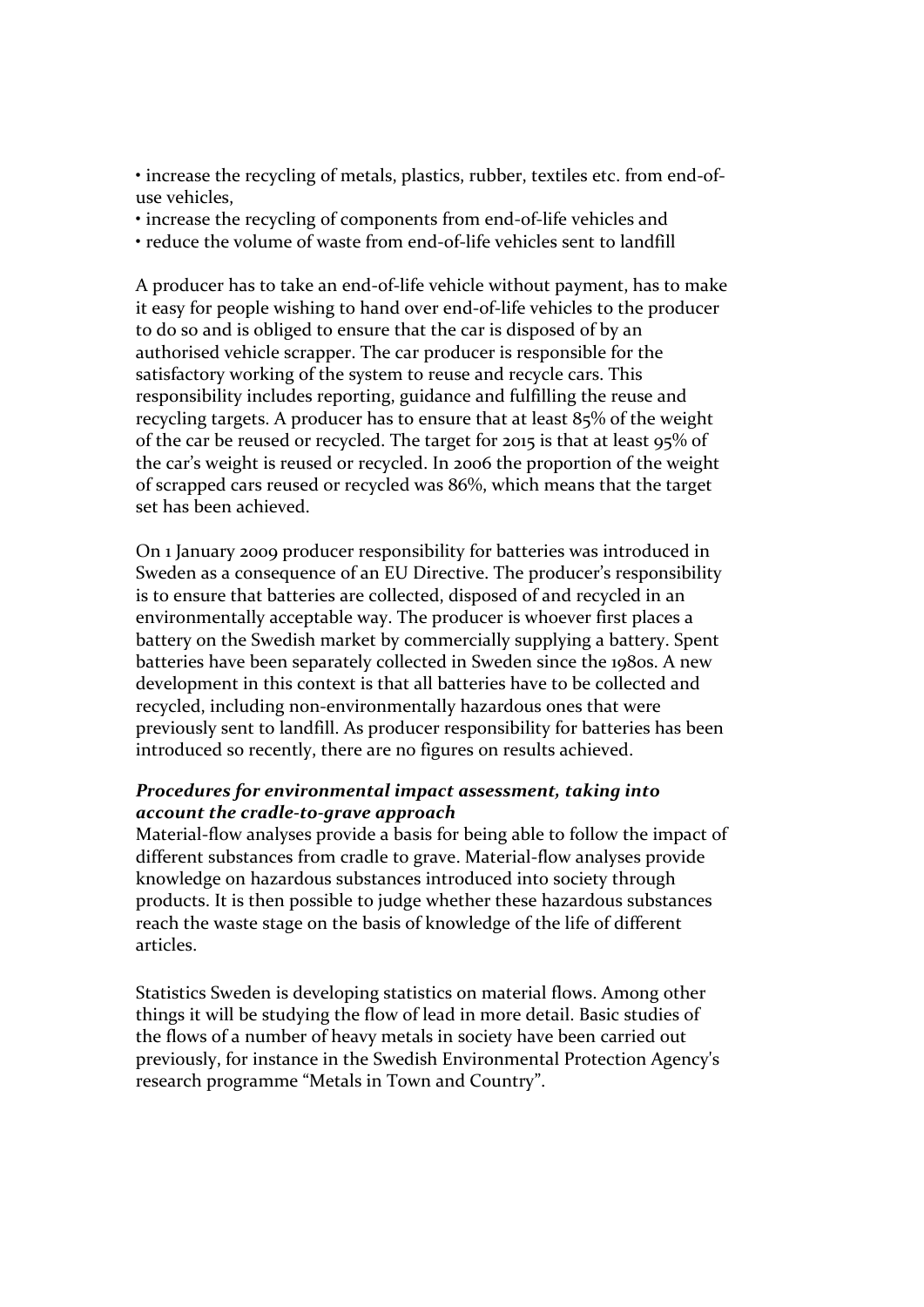- increase the recycling of metals, plastics, rubber, textiles etc. from end-of-use vehicles,
- increase the recycling of components from end-of-life vehicles and
- reduce the volume of waste from end-of-life vehicles sent to landfill

A producer has to take an end-of-life vehicle without payment, has to make it easy for people wishing to hand over end-of-life vehicles to the producer to do so and is obliged to ensure that the car is disposed of by an authorised vehicle scrapper. The car producer is responsible for the satisfactory working of the system to reuse and recycle cars. This responsibility includes reporting, guidance and fulfilling the reuse and recycling targets. A producer has to ensure that at least 85% of the weight of the car be reused or recycled. The target for 2015 is that at least 95% of the car's weight is reused or recycled. In 2006 the proportion of the weight of scrapped cars reused or recycled was 86%, which means that the target set has been achieved.

On 1 January 2009 producer responsibility for batteries was introduced in Sweden as a consequence of an EU Directive. The producer's responsibility is to ensure that batteries are collected, disposed of and recycled in an environmentally acceptable way. The producer is whoever first places a battery on the Swedish market by commercially supplying a battery. Spent batteries have been separately collected in Sweden since the 1980s. A new development in this context is that all batteries have to be collected and recycled, including non-environmentally hazardous ones that were previously sent to landfill. As producer responsibility for batteries has been introduced so recently, there are no figures on results achieved.

***Procedures for environmental impact assessment, taking into account the cradle-to-grave approach***

Material-flow analyses provide a basis for being able to follow the impact of different substances from cradle to grave. Material-flow analyses provide knowledge on hazardous substances introduced into society through products. It is then possible to judge whether these hazardous substances reach the waste stage on the basis of knowledge of the life of different articles.

Statistics Sweden is developing statistics on material flows. Among other things it will be studying the flow of lead in more detail. Basic studies of the flows of a number of heavy metals in society have been carried out previously, for instance in the Swedish Environmental Protection Agency's research programme "Metals in Town and Country".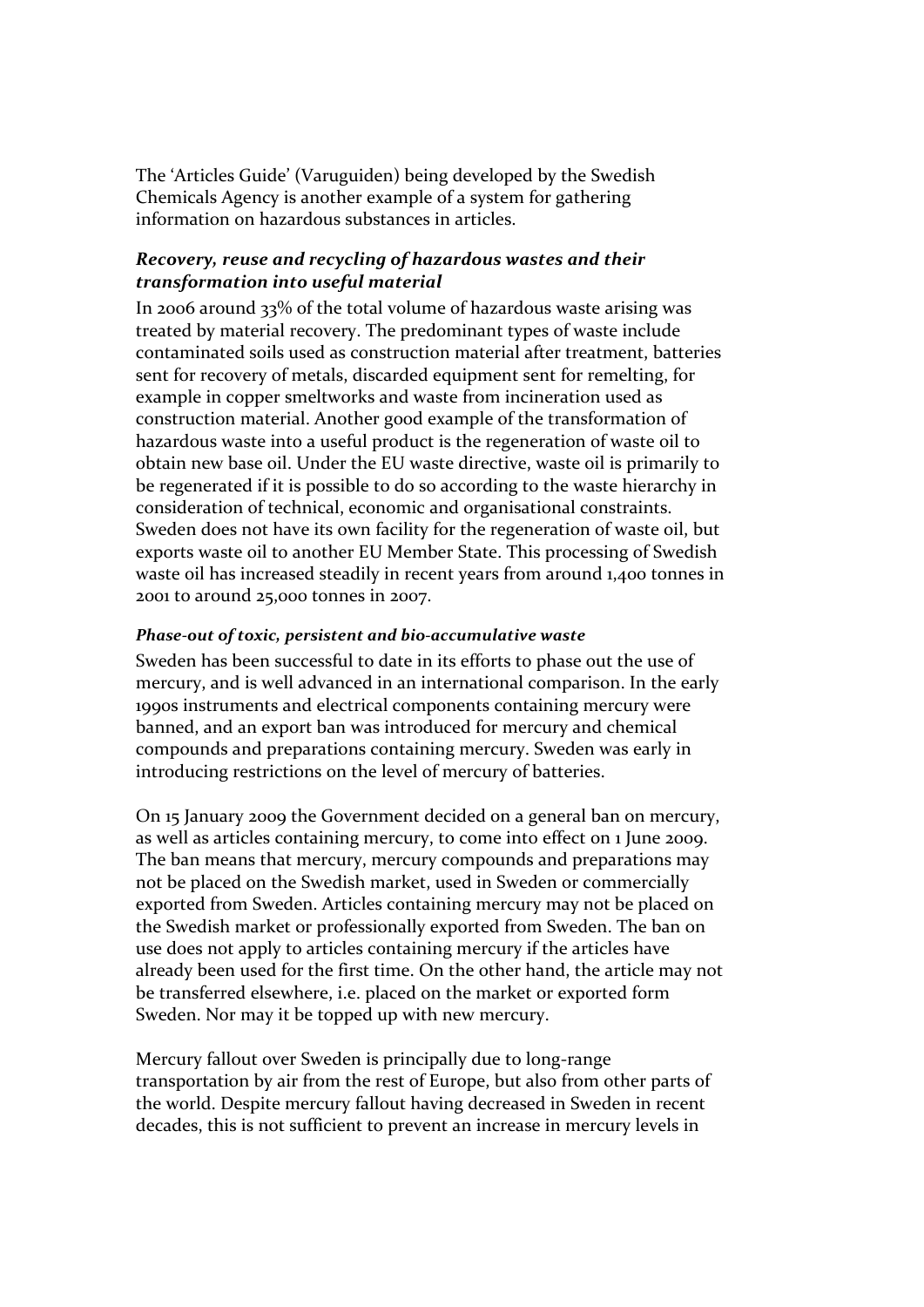The 'Articles Guide' (Varuguiden) being developed by the Swedish Chemicals Agency is another example of a system for gathering information on hazardous substances in articles.

***Recovery, reuse and recycling of hazardous wastes and their transformation into useful material***

In 2006 around 33% of the total volume of hazardous waste arising was treated by material recovery. The predominant types of waste include contaminated soils used as construction material after treatment, batteries sent for recovery of metals, discarded equipment sent for remelting, for example in copper smeltworks and waste from incineration used as construction material. Another good example of the transformation of hazardous waste into a useful product is the regeneration of waste oil to obtain new base oil. Under the EU waste directive, waste oil is primarily to be regenerated if it is possible to do so according to the waste hierarchy in consideration of technical, economic and organisational constraints. Sweden does not have its own facility for the regeneration of waste oil, but exports waste oil to another EU Member State. This processing of Swedish waste oil has increased steadily in recent years from around 1,400 tonnes in 2001 to around 25,000 tonnes in 2007.

***Phase-out of toxic, persistent and bio-accumulative waste***

Sweden has been successful to date in its efforts to phase out the use of mercury, and is well advanced in an international comparison. In the early 1990s instruments and electrical components containing mercury were banned, and an export ban was introduced for mercury and chemical compounds and preparations containing mercury. Sweden was early in introducing restrictions on the level of mercury of batteries.

On 15 January 2009 the Government decided on a general ban on mercury, as well as articles containing mercury, to come into effect on 1 June 2009. The ban means that mercury, mercury compounds and preparations may not be placed on the Swedish market, used in Sweden or commercially exported from Sweden. Articles containing mercury may not be placed on the Swedish market or professionally exported from Sweden. The ban on use does not apply to articles containing mercury if the articles have already been used for the first time. On the other hand, the article may not be transferred elsewhere, i.e. placed on the market or exported form Sweden. Nor may it be topped up with new mercury.

Mercury fallout over Sweden is principally due to long-range transportation by air from the rest of Europe, but also from other parts of the world. Despite mercury fallout having decreased in Sweden in recent decades, this is not sufficient to prevent an increase in mercury levels in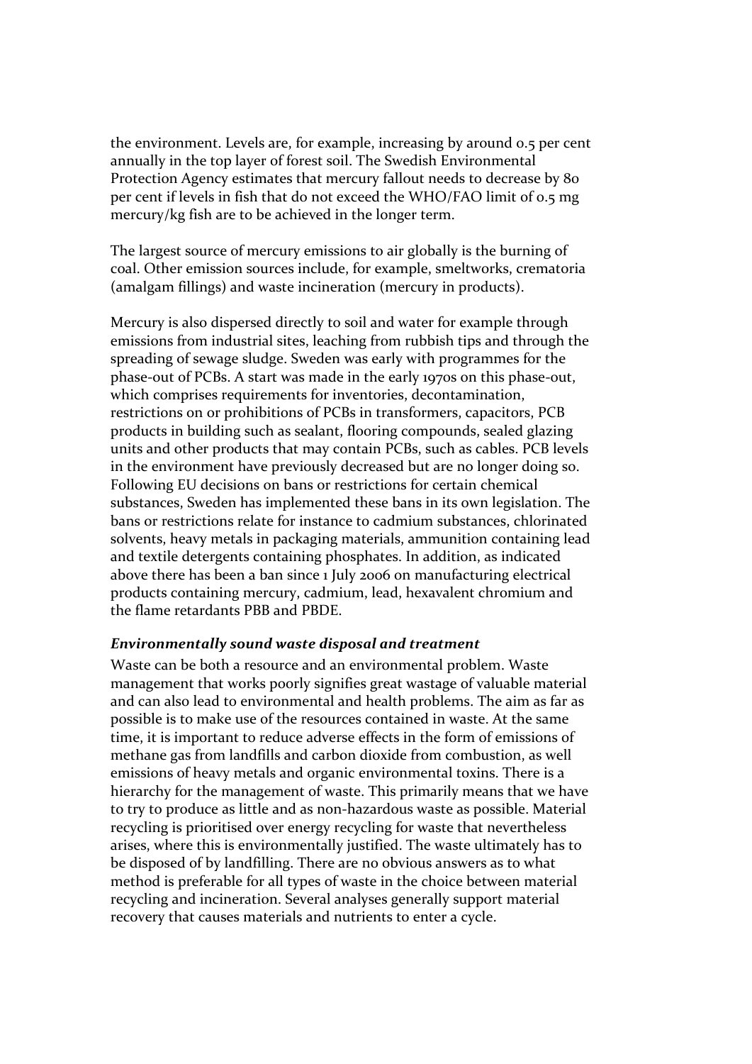the environment. Levels are, for example, increasing by around 0.5 per cent annually in the top layer of forest soil. The Swedish Environmental Protection Agency estimates that mercury fallout needs to decrease by 80 per cent if levels in fish that do not exceed the WHO/FAO limit of 0.5 mg mercury/kg fish are to be achieved in the longer term.

The largest source of mercury emissions to air globally is the burning of coal. Other emission sources include, for example, smeltworks, crematoria (amalgam fillings) and waste incineration (mercury in products).

Mercury is also dispersed directly to soil and water for example through emissions from industrial sites, leaching from rubbish tips and through the spreading of sewage sludge. Sweden was early with programmes for the phase-out of PCBs. A start was made in the early 1970s on this phase-out, which comprises requirements for inventories, decontamination, restrictions on or prohibitions of PCBs in transformers, capacitors, PCB products in building such as sealant, flooring compounds, sealed glazing units and other products that may contain PCBs, such as cables. PCB levels in the environment have previously decreased but are no longer doing so. Following EU decisions on bans or restrictions for certain chemical substances, Sweden has implemented these bans in its own legislation. The bans or restrictions relate for instance to cadmium substances, chlorinated solvents, heavy metals in packaging materials, ammunition containing lead and textile detergents containing phosphates. In addition, as indicated above there has been a ban since 1 July 2006 on manufacturing electrical products containing mercury, cadmium, lead, hexavalent chromium and the flame retardants PBB and PBDE.

***Environmentally sound waste disposal and treatment***

Waste can be both a resource and an environmental problem. Waste management that works poorly signifies great wastage of valuable material and can also lead to environmental and health problems. The aim as far as possible is to make use of the resources contained in waste. At the same time, it is important to reduce adverse effects in the form of emissions of methane gas from landfills and carbon dioxide from combustion, as well emissions of heavy metals and organic environmental toxins. There is a hierarchy for the management of waste. This primarily means that we have to try to produce as little and as non-hazardous waste as possible. Material recycling is prioritised over energy recycling for waste that nevertheless arises, where this is environmentally justified. The waste ultimately has to be disposed of by landfilling. There are no obvious answers as to what method is preferable for all types of waste in the choice between material recycling and incineration. Several analyses generally support material recovery that causes materials and nutrients to enter a cycle.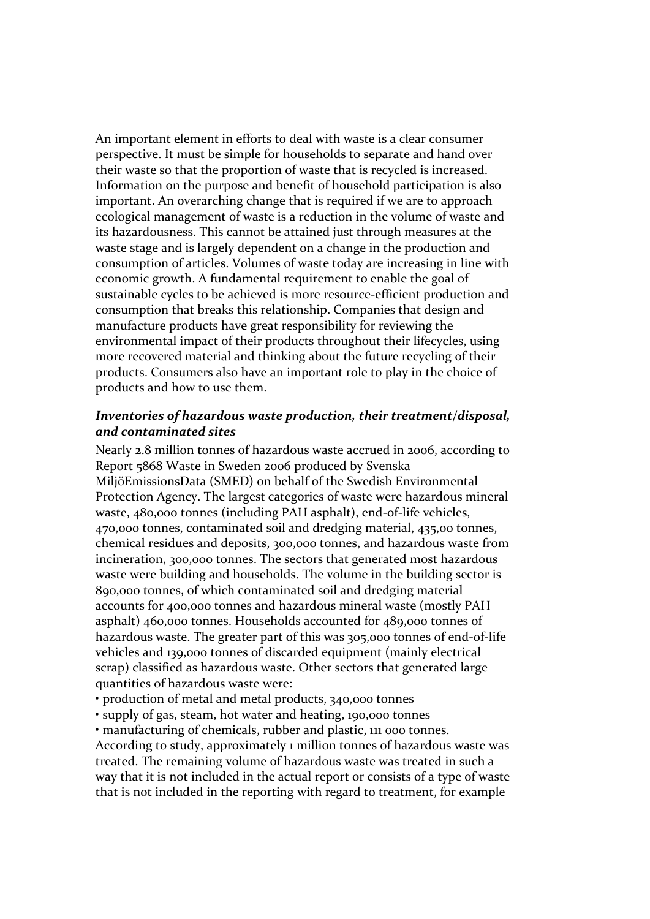An important element in efforts to deal with waste is a clear consumer perspective. It must be simple for households to separate and hand over their waste so that the proportion of waste that is recycled is increased. Information on the purpose and benefit of household participation is also important. An overarching change that is required if we are to approach ecological management of waste is a reduction in the volume of waste and its hazardousness. This cannot be attained just through measures at the waste stage and is largely dependent on a change in the production and consumption of articles. Volumes of waste today are increasing in line with economic growth. A fundamental requirement to enable the goal of sustainable cycles to be achieved is more resource-efficient production and consumption that breaks this relationship. Companies that design and manufacture products have great responsibility for reviewing the environmental impact of their products throughout their lifecycles, using more recovered material and thinking about the future recycling of their products. Consumers also have an important role to play in the choice of products and how to use them.

***Inventories of hazardous waste production, their treatment/disposal, and contaminated sites***

Nearly 2.8 million tonnes of hazardous waste accrued in 2006, according to Report 5868 Waste in Sweden 2006 produced by Svenska MiljöEmissionsData (SMED) on behalf of the Swedish Environmental Protection Agency. The largest categories of waste were hazardous mineral waste, 480,000 tonnes (including PAH asphalt), end-of-life vehicles, 470,000 tonnes, contaminated soil and dredging material, 435,00 tonnes, chemical residues and deposits, 300,000 tonnes, and hazardous waste from incineration, 300,000 tonnes. The sectors that generated most hazardous waste were building and households. The volume in the building sector is 890,000 tonnes, of which contaminated soil and dredging material accounts for 400,000 tonnes and hazardous mineral waste (mostly PAH asphalt) 460,000 tonnes. Households accounted for 489,000 tonnes of hazardous waste. The greater part of this was 305,000 tonnes of end-of-life vehicles and 139,000 tonnes of discarded equipment (mainly electrical scrap) classified as hazardous waste. Other sectors that generated large quantities of hazardous waste were:

- production of metal and metal products, 340,000 tonnes
- supply of gas, steam, hot water and heating, 190,000 tonnes
- manufacturing of chemicals, rubber and plastic, 111 000 tonnes.

According to study, approximately 1 million tonnes of hazardous waste was treated. The remaining volume of hazardous waste was treated in such a way that it is not included in the actual report or consists of a type of waste that is not included in the reporting with regard to treatment, for example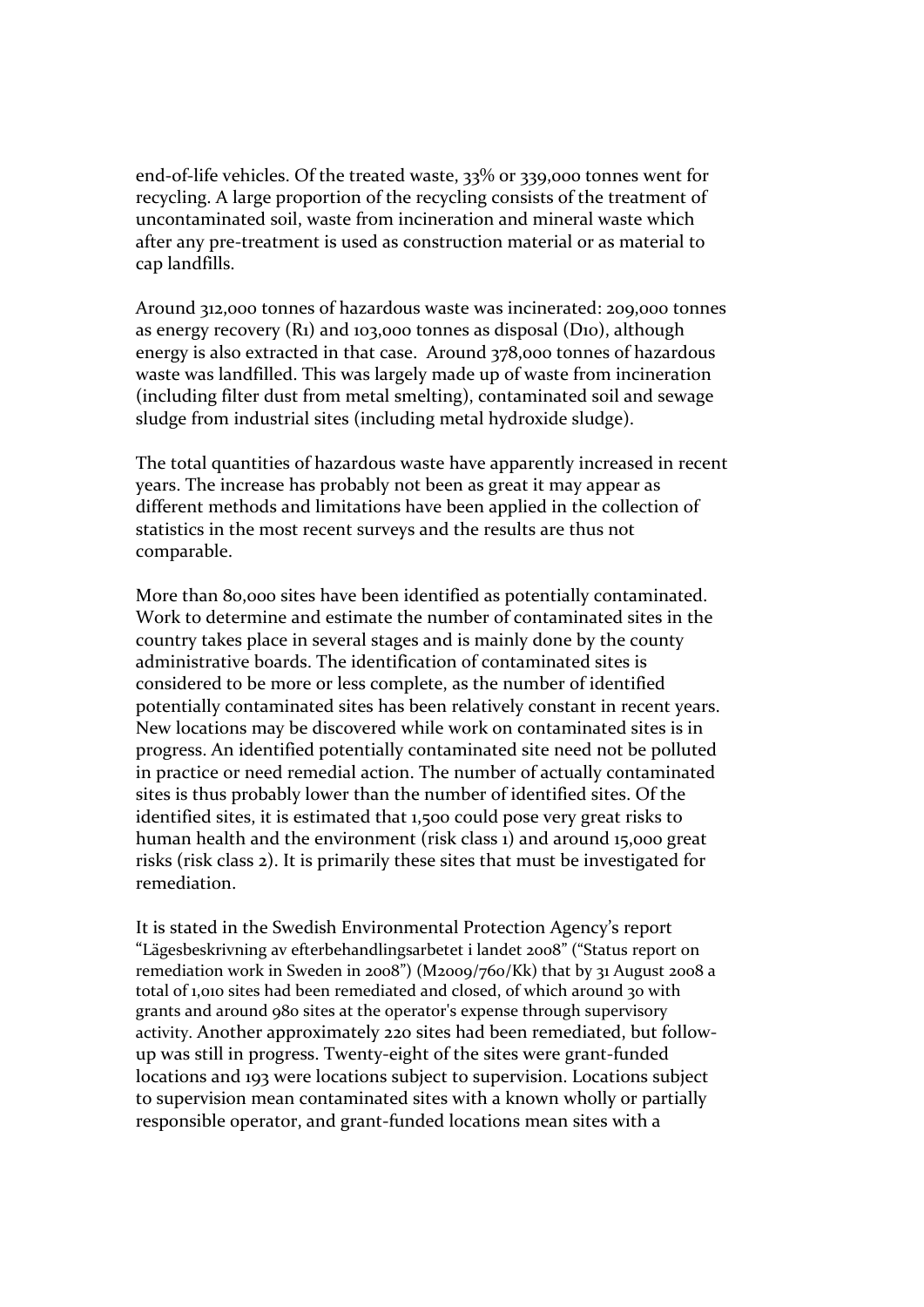end-of-life vehicles. Of the treated waste, 33% or 339,000 tonnes went for recycling. A large proportion of the recycling consists of the treatment of uncontaminated soil, waste from incineration and mineral waste which after any pre-treatment is used as construction material or as material to cap landfills.

Around 312,000 tonnes of hazardous waste was incinerated: 209,000 tonnes as energy recovery (R1) and 103,000 tonnes as disposal (D10), although energy is also extracted in that case. Around 378,000 tonnes of hazardous waste was landfilled. This was largely made up of waste from incineration (including filter dust from metal smelting), contaminated soil and sewage sludge from industrial sites (including metal hydroxide sludge).

The total quantities of hazardous waste have apparently increased in recent years. The increase has probably not been as great it may appear as different methods and limitations have been applied in the collection of statistics in the most recent surveys and the results are thus not comparable.

More than 80,000 sites have been identified as potentially contaminated. Work to determine and estimate the number of contaminated sites in the country takes place in several stages and is mainly done by the county administrative boards. The identification of contaminated sites is considered to be more or less complete, as the number of identified potentially contaminated sites has been relatively constant in recent years. New locations may be discovered while work on contaminated sites is in progress. An identified potentially contaminated site need not be polluted in practice or need remedial action. The number of actually contaminated sites is thus probably lower than the number of identified sites. Of the identified sites, it is estimated that 1,500 could pose very great risks to human health and the environment (risk class 1) and around 15,000 great risks (risk class 2). It is primarily these sites that must be investigated for remediation.

It is stated in the Swedish Environmental Protection Agency's report "Lägesbeskrivning av efterbehandlingsarbetet i landet 2008" ("Status report on remediation work in Sweden in 2008") (M2009/760/Kk) that by 31 August 2008 a total of 1,010 sites had been remediated and closed, of which around 30 with grants and around 980 sites at the operator's expense through supervisory activity. Another approximately 220 sites had been remediated, but follow-up was still in progress. Twenty-eight of the sites were grant-funded locations and 193 were locations subject to supervision. Locations subject to supervision mean contaminated sites with a known wholly or partially responsible operator, and grant-funded locations mean sites with a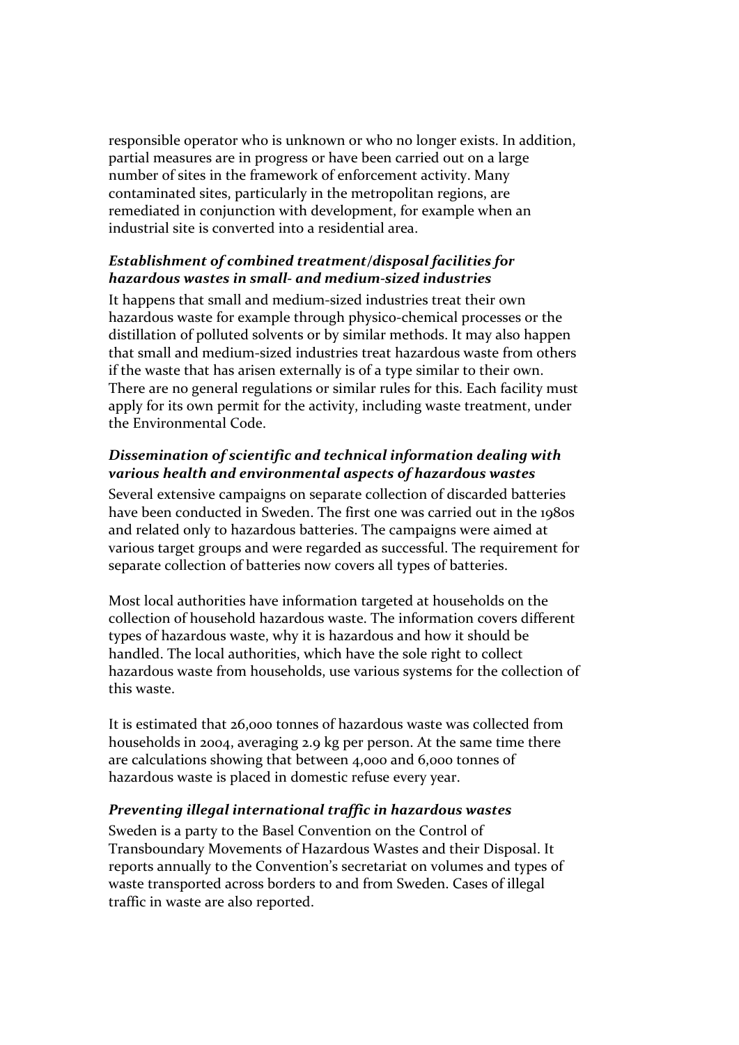responsible operator who is unknown or who no longer exists. In addition, partial measures are in progress or have been carried out on a large number of sites in the framework of enforcement activity. Many contaminated sites, particularly in the metropolitan regions, are remediated in conjunction with development, for example when an industrial site is converted into a residential area.

### *Establishment of combined treatment/disposal facilities for hazardous wastes in small- and medium-sized industries*

It happens that small and medium-sized industries treat their own hazardous waste for example through physico-chemical processes or the distillation of polluted solvents or by similar methods. It may also happen that small and medium-sized industries treat hazardous waste from others if the waste that has arisen externally is of a type similar to their own. There are no general regulations or similar rules for this. Each facility must apply for its own permit for the activity, including waste treatment, under the Environmental Code.

### *Dissemination of scientific and technical information dealing with various health and environmental aspects of hazardous wastes*

Several extensive campaigns on separate collection of discarded batteries have been conducted in Sweden. The first one was carried out in the 1980s and related only to hazardous batteries. The campaigns were aimed at various target groups and were regarded as successful. The requirement for separate collection of batteries now covers all types of batteries.

Most local authorities have information targeted at households on the collection of household hazardous waste. The information covers different types of hazardous waste, why it is hazardous and how it should be handled. The local authorities, which have the sole right to collect hazardous waste from households, use various systems for the collection of this waste.

It is estimated that 26,000 tonnes of hazardous waste was collected from households in 2004, averaging 2.9 kg per person. At the same time there are calculations showing that between 4,000 and 6,000 tonnes of hazardous waste is placed in domestic refuse every year.

### *Preventing illegal international traffic in hazardous wastes*

Sweden is a party to the Basel Convention on the Control of Transboundary Movements of Hazardous Wastes and their Disposal. It reports annually to the Convention's secretariat on volumes and types of waste transported across borders to and from Sweden. Cases of illegal traffic in waste are also reported.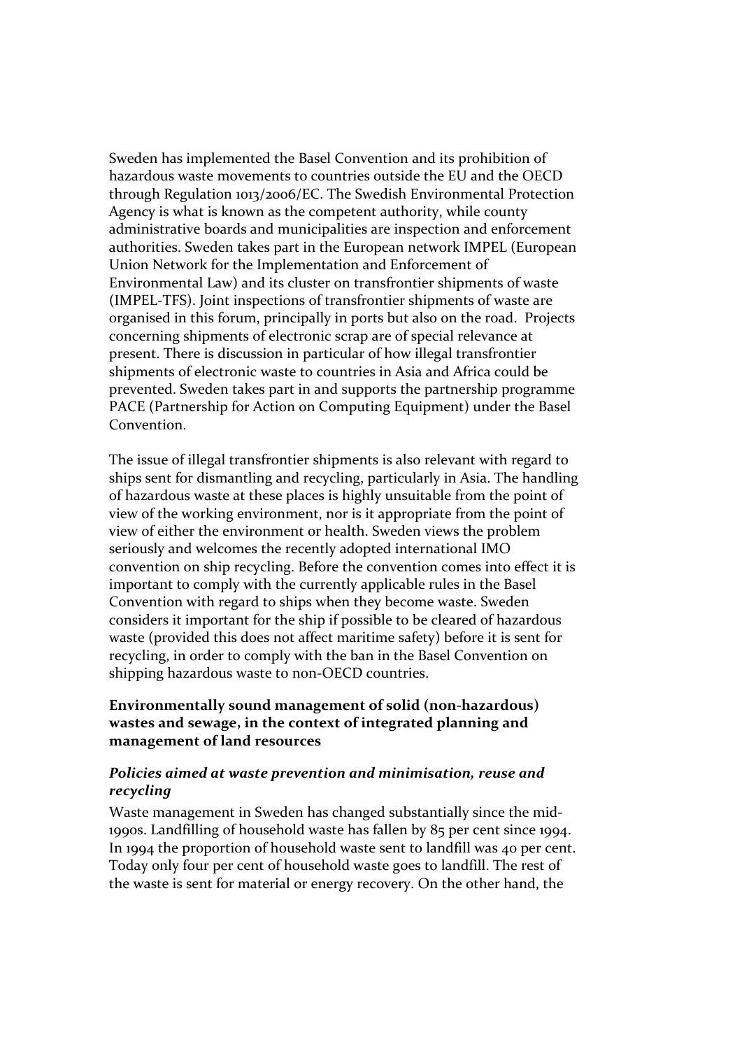Sweden has implemented the Basel Convention and its prohibition of hazardous waste movements to countries outside the EU and the OECD through Regulation 1013/2006/EC. The Swedish Environmental Protection Agency is what is known as the competent authority, while county administrative boards and municipalities are inspection and enforcement authorities. Sweden takes part in the European network IMPEL (European Union Network for the Implementation and Enforcement of Environmental Law) and its cluster on transfrontier shipments of waste (IMPEL-TFS). Joint inspections of transfrontier shipments of waste are organised in this forum, principally in ports but also on the road. Projects concerning shipments of electronic scrap are of special relevance at present. There is discussion in particular of how illegal transfrontier shipments of electronic waste to countries in Asia and Africa could be prevented. Sweden takes part in and supports the partnership programme PACE (Partnership for Action on Computing Equipment) under the Basel Convention.

The issue of illegal transfrontier shipments is also relevant with regard to ships sent for dismantling and recycling, particularly in Asia. The handling of hazardous waste at these places is highly unsuitable from the point of view of the working environment, nor is it appropriate from the point of view of either the environment or health. Sweden views the problem seriously and welcomes the recently adopted international IMO convention on ship recycling. Before the convention comes into effect it is important to comply with the currently applicable rules in the Basel Convention with regard to ships when they become waste. Sweden considers it important for the ship if possible to be cleared of hazardous waste (provided this does not affect maritime safety) before it is sent for recycling, in order to comply with the ban in the Basel Convention on shipping hazardous waste to non-OECD countries.

### Environmentally sound management of solid (non-hazardous) wastes and sewage, in the context of integrated planning and management of land resources

#### *Policies aimed at waste prevention and minimisation, reuse and recycling*

Waste management in Sweden has changed substantially since the mid-1990s. Landfilling of household waste has fallen by 85 per cent since 1994. In 1994 the proportion of household waste sent to landfill was 40 per cent. Today only four per cent of household waste goes to landfill. The rest of the waste is sent for material or energy recovery. On the other hand, the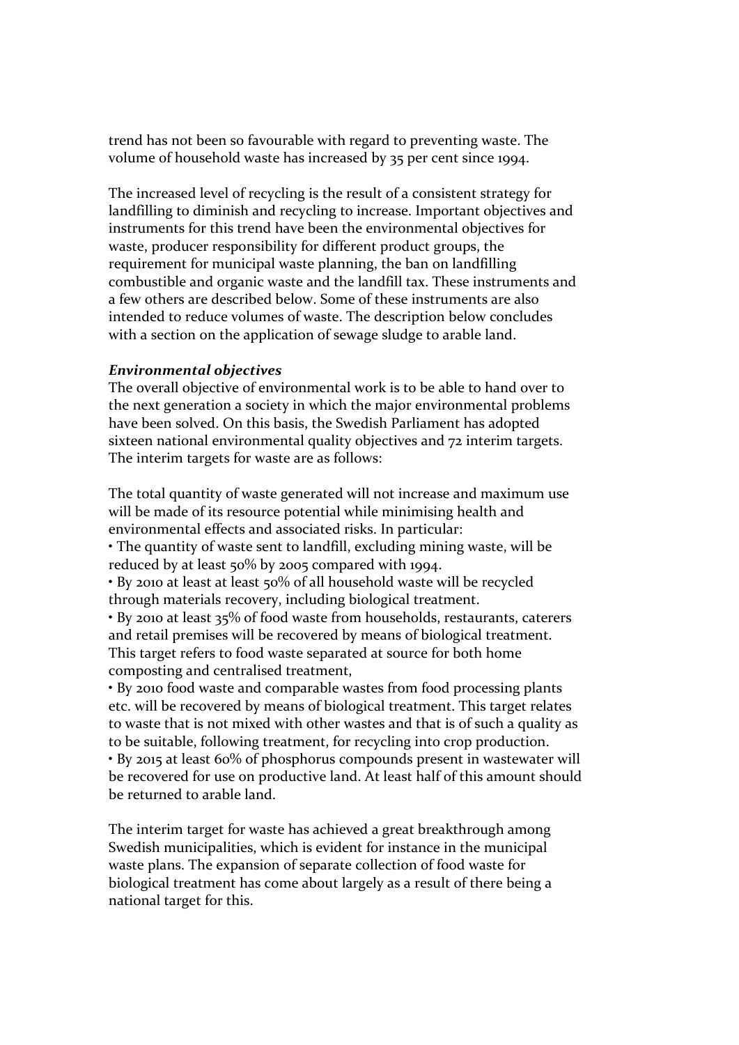trend has not been so favourable with regard to preventing waste. The volume of household waste has increased by 35 per cent since 1994.

The increased level of recycling is the result of a consistent strategy for landfilling to diminish and recycling to increase. Important objectives and instruments for this trend have been the environmental objectives for waste, producer responsibility for different product groups, the requirement for municipal waste planning, the ban on landfilling combustible and organic waste and the landfill tax. These instruments and a few others are described below. Some of these instruments are also intended to reduce volumes of waste. The description below concludes with a section on the application of sewage sludge to arable land.

***Environmental objectives***

The overall objective of environmental work is to be able to hand over to the next generation a society in which the major environmental problems have been solved. On this basis, the Swedish Parliament has adopted sixteen national environmental quality objectives and 72 interim targets. The interim targets for waste are as follows:

The total quantity of waste generated will not increase and maximum use will be made of its resource potential while minimising health and environmental effects and associated risks. In particular:

- The quantity of waste sent to landfill, excluding mining waste, will be reduced by at least 50% by 2005 compared with 1994.
- By 2010 at least at least 50% of all household waste will be recycled through materials recovery, including biological treatment.
- By 2010 at least 35% of food waste from households, restaurants, caterers and retail premises will be recovered by means of biological treatment. This target refers to food waste separated at source for both home composting and centralised treatment,
- By 2010 food waste and comparable wastes from food processing plants etc. will be recovered by means of biological treatment. This target relates to waste that is not mixed with other wastes and that is of such a quality as to be suitable, following treatment, for recycling into crop production.
- By 2015 at least 60% of phosphorus compounds present in wastewater will be recovered for use on productive land. At least half of this amount should be returned to arable land.

The interim target for waste has achieved a great breakthrough among Swedish municipalities, which is evident for instance in the municipal waste plans. The expansion of separate collection of food waste for biological treatment has come about largely as a result of there being a national target for this.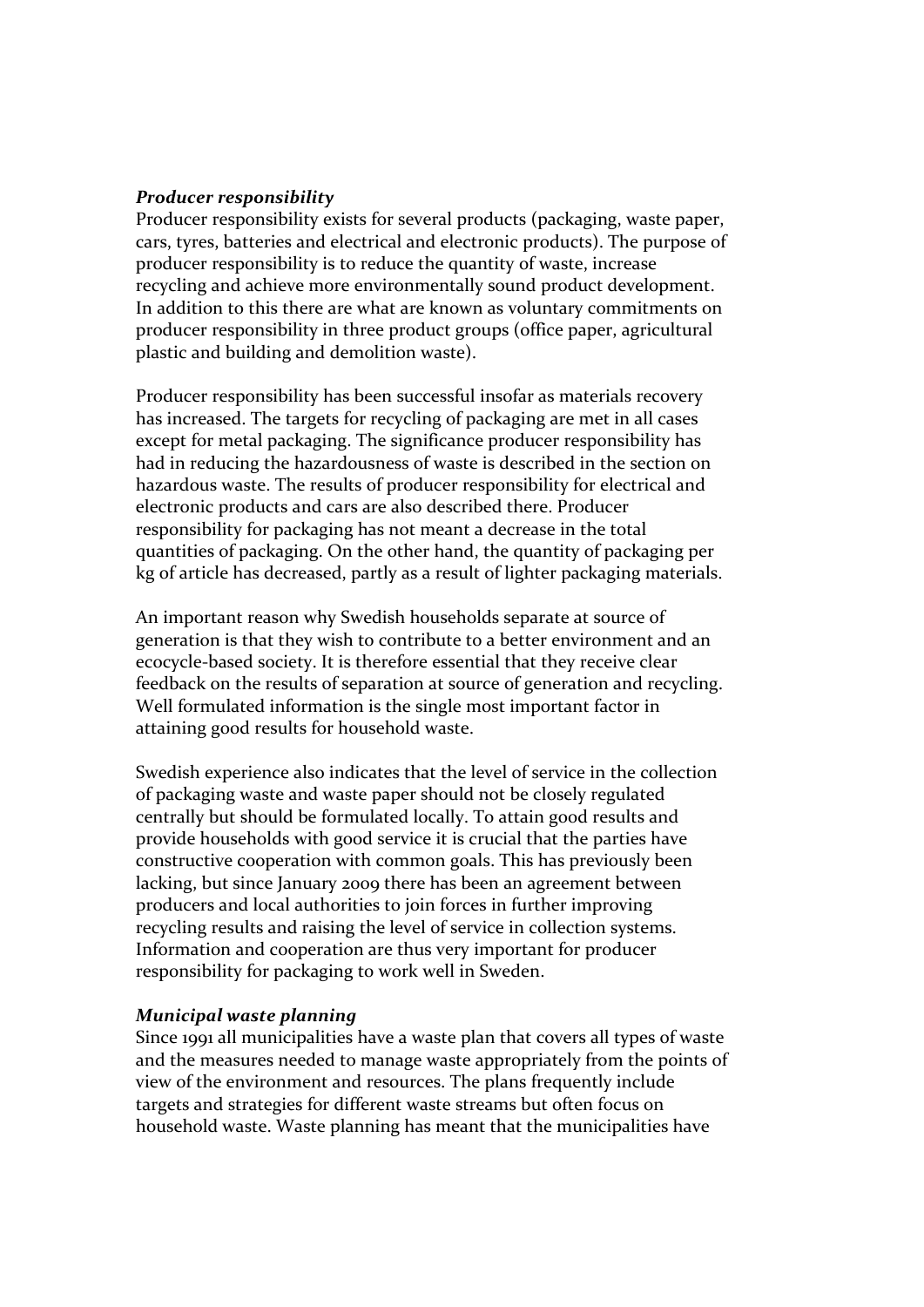***Producer responsibility***

Producer responsibility exists for several products (packaging, waste paper, cars, tyres, batteries and electrical and electronic products). The purpose of producer responsibility is to reduce the quantity of waste, increase recycling and achieve more environmentally sound product development. In addition to this there are what are known as voluntary commitments on producer responsibility in three product groups (office paper, agricultural plastic and building and demolition waste).

Producer responsibility has been successful insofar as materials recovery has increased. The targets for recycling of packaging are met in all cases except for metal packaging. The significance producer responsibility has had in reducing the hazardousness of waste is described in the section on hazardous waste. The results of producer responsibility for electrical and electronic products and cars are also described there. Producer responsibility for packaging has not meant a decrease in the total quantities of packaging. On the other hand, the quantity of packaging per kg of article has decreased, partly as a result of lighter packaging materials.

An important reason why Swedish households separate at source of generation is that they wish to contribute to a better environment and an ecocycle-based society. It is therefore essential that they receive clear feedback on the results of separation at source of generation and recycling. Well formulated information is the single most important factor in attaining good results for household waste.

Swedish experience also indicates that the level of service in the collection of packaging waste and waste paper should not be closely regulated centrally but should be formulated locally. To attain good results and provide households with good service it is crucial that the parties have constructive cooperation with common goals. This has previously been lacking, but since January 2009 there has been an agreement between producers and local authorities to join forces in further improving recycling results and raising the level of service in collection systems. Information and cooperation are thus very important for producer responsibility for packaging to work well in Sweden.

***Municipal waste planning***

Since 1991 all municipalities have a waste plan that covers all types of waste and the measures needed to manage waste appropriately from the points of view of the environment and resources. The plans frequently include targets and strategies for different waste streams but often focus on household waste. Waste planning has meant that the municipalities have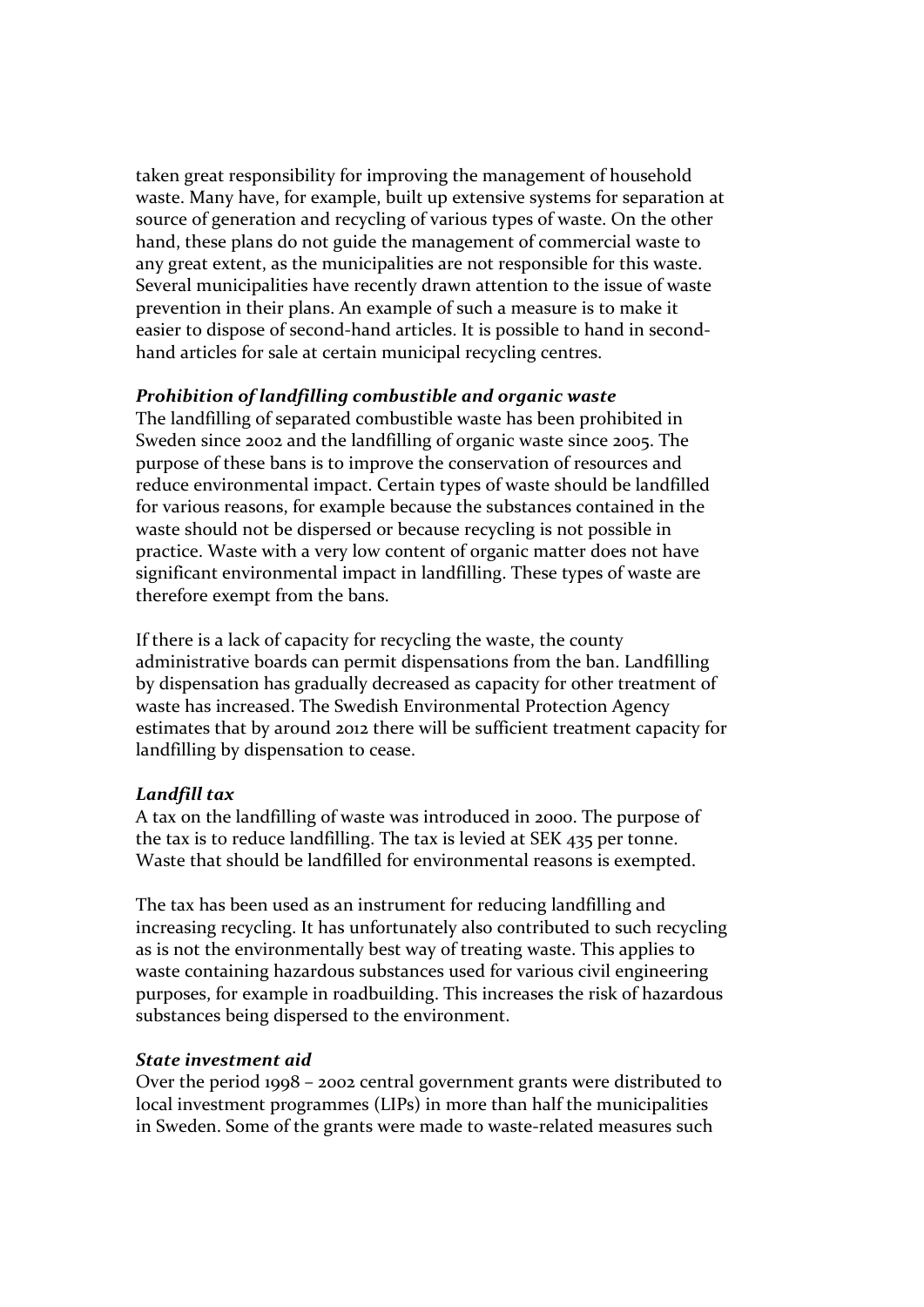taken great responsibility for improving the management of household waste. Many have, for example, built up extensive systems for separation at source of generation and recycling of various types of waste. On the other hand, these plans do not guide the management of commercial waste to any great extent, as the municipalities are not responsible for this waste. Several municipalities have recently drawn attention to the issue of waste prevention in their plans. An example of such a measure is to make it easier to dispose of second-hand articles. It is possible to hand in second-hand articles for sale at certain municipal recycling centres.

***Prohibition of landfilling combustible and organic waste***

The landfilling of separated combustible waste has been prohibited in Sweden since 2002 and the landfilling of organic waste since 2005. The purpose of these bans is to improve the conservation of resources and reduce environmental impact. Certain types of waste should be landfilled for various reasons, for example because the substances contained in the waste should not be dispersed or because recycling is not possible in practice. Waste with a very low content of organic matter does not have significant environmental impact in landfilling. These types of waste are therefore exempt from the bans.

If there is a lack of capacity for recycling the waste, the county administrative boards can permit dispensations from the ban. Landfilling by dispensation has gradually decreased as capacity for other treatment of waste has increased. The Swedish Environmental Protection Agency estimates that by around 2012 there will be sufficient treatment capacity for landfilling by dispensation to cease.

***Landfill tax***

A tax on the landfilling of waste was introduced in 2000. The purpose of the tax is to reduce landfilling. The tax is levied at SEK 435 per tonne. Waste that should be landfilled for environmental reasons is exempted.

The tax has been used as an instrument for reducing landfilling and increasing recycling. It has unfortunately also contributed to such recycling as is not the environmentally best way of treating waste. This applies to waste containing hazardous substances used for various civil engineering purposes, for example in roadbuilding. This increases the risk of hazardous substances being dispersed to the environment.

***State investment aid***

Over the period 1998 – 2002 central government grants were distributed to local investment programmes (LIPs) in more than half the municipalities in Sweden. Some of the grants were made to waste-related measures such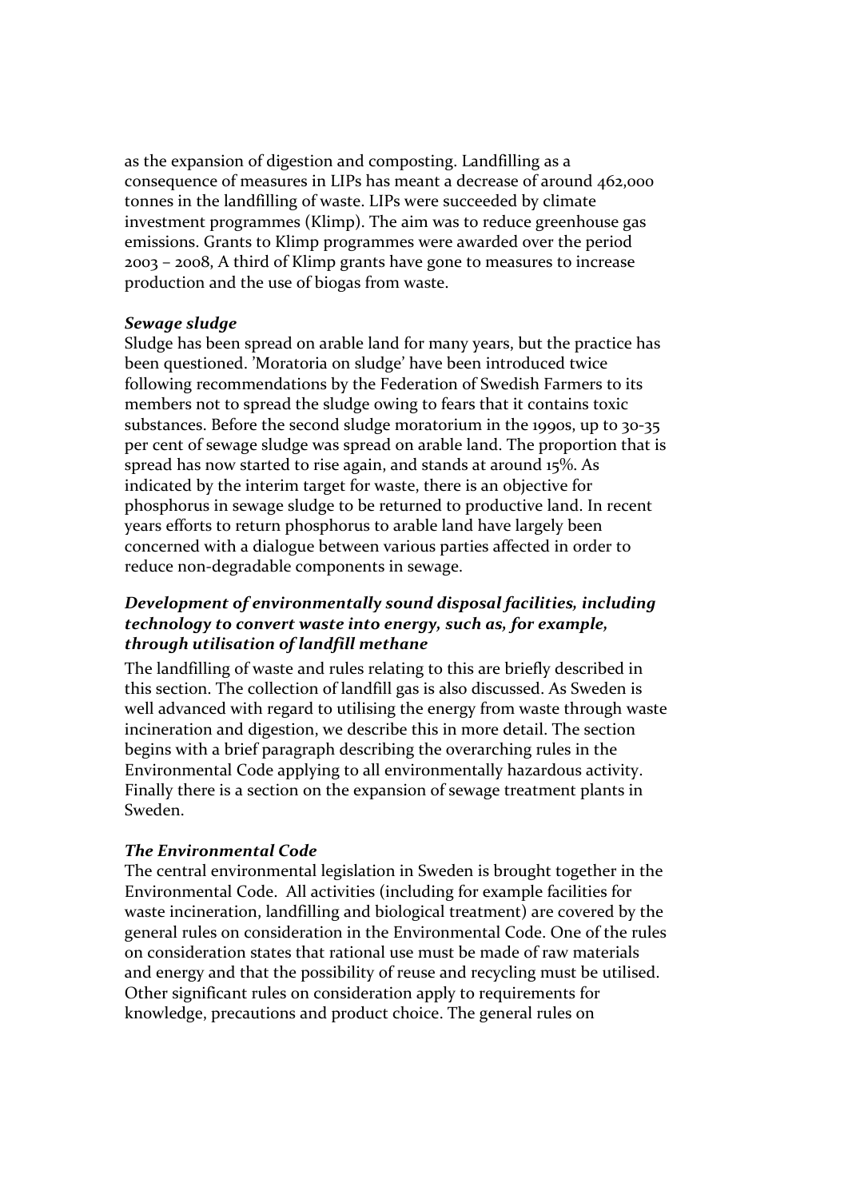as the expansion of digestion and composting. Landfilling as a consequence of measures in LIPs has meant a decrease of around 462,000 tonnes in the landfilling of waste. LIPs were succeeded by climate investment programmes (Klimp). The aim was to reduce greenhouse gas emissions. Grants to Klimp programmes were awarded over the period 2003 – 2008, A third of Klimp grants have gone to measures to increase production and the use of biogas from waste.

***Sewage sludge***

Sludge has been spread on arable land for many years, but the practice has been questioned. 'Moratoria on sludge' have been introduced twice following recommendations by the Federation of Swedish Farmers to its members not to spread the sludge owing to fears that it contains toxic substances. Before the second sludge moratorium in the 1990s, up to 30-35 per cent of sewage sludge was spread on arable land. The proportion that is spread has now started to rise again, and stands at around 15%. As indicated by the interim target for waste, there is an objective for phosphorus in sewage sludge to be returned to productive land. In recent years efforts to return phosphorus to arable land have largely been concerned with a dialogue between various parties affected in order to reduce non-degradable components in sewage.

***Development of environmentally sound disposal facilities, including technology to convert waste into energy, such as, for example, through utilisation of landfill methane***

The landfilling of waste and rules relating to this are briefly described in this section. The collection of landfill gas is also discussed. As Sweden is well advanced with regard to utilising the energy from waste through waste incineration and digestion, we describe this in more detail. The section begins with a brief paragraph describing the overarching rules in the Environmental Code applying to all environmentally hazardous activity. Finally there is a section on the expansion of sewage treatment plants in Sweden.

***The Environmental Code***

The central environmental legislation in Sweden is brought together in the Environmental Code. All activities (including for example facilities for waste incineration, landfilling and biological treatment) are covered by the general rules on consideration in the Environmental Code. One of the rules on consideration states that rational use must be made of raw materials and energy and that the possibility of reuse and recycling must be utilised. Other significant rules on consideration apply to requirements for knowledge, precautions and product choice. The general rules on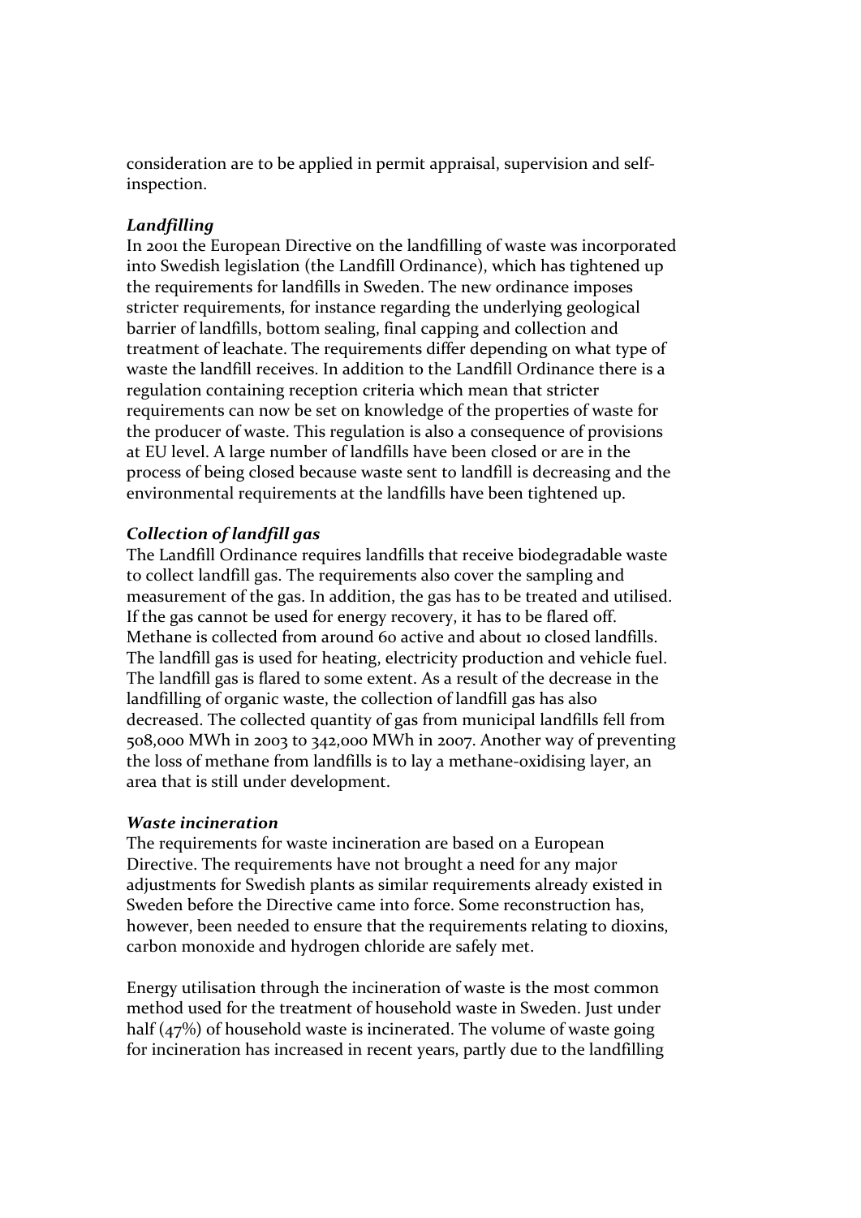consideration are to be applied in permit appraisal, supervision and self-inspection.

***Landfilling***

In 2001 the European Directive on the landfilling of waste was incorporated into Swedish legislation (the Landfill Ordinance), which has tightened up the requirements for landfills in Sweden. The new ordinance imposes stricter requirements, for instance regarding the underlying geological barrier of landfills, bottom sealing, final capping and collection and treatment of leachate. The requirements differ depending on what type of waste the landfill receives. In addition to the Landfill Ordinance there is a regulation containing reception criteria which mean that stricter requirements can now be set on knowledge of the properties of waste for the producer of waste. This regulation is also a consequence of provisions at EU level. A large number of landfills have been closed or are in the process of being closed because waste sent to landfill is decreasing and the environmental requirements at the landfills have been tightened up.

***Collection of landfill gas***

The Landfill Ordinance requires landfills that receive biodegradable waste to collect landfill gas. The requirements also cover the sampling and measurement of the gas. In addition, the gas has to be treated and utilised. If the gas cannot be used for energy recovery, it has to be flared off. Methane is collected from around 60 active and about 10 closed landfills. The landfill gas is used for heating, electricity production and vehicle fuel. The landfill gas is flared to some extent. As a result of the decrease in the landfilling of organic waste, the collection of landfill gas has also decreased. The collected quantity of gas from municipal landfills fell from 508,000 MWh in 2003 to 342,000 MWh in 2007. Another way of preventing the loss of methane from landfills is to lay a methane-oxidising layer, an area that is still under development.

***Waste incineration***

The requirements for waste incineration are based on a European Directive. The requirements have not brought a need for any major adjustments for Swedish plants as similar requirements already existed in Sweden before the Directive came into force. Some reconstruction has, however, been needed to ensure that the requirements relating to dioxins, carbon monoxide and hydrogen chloride are safely met.

Energy utilisation through the incineration of waste is the most common method used for the treatment of household waste in Sweden. Just under half (47%) of household waste is incinerated. The volume of waste going for incineration has increased in recent years, partly due to the landfilling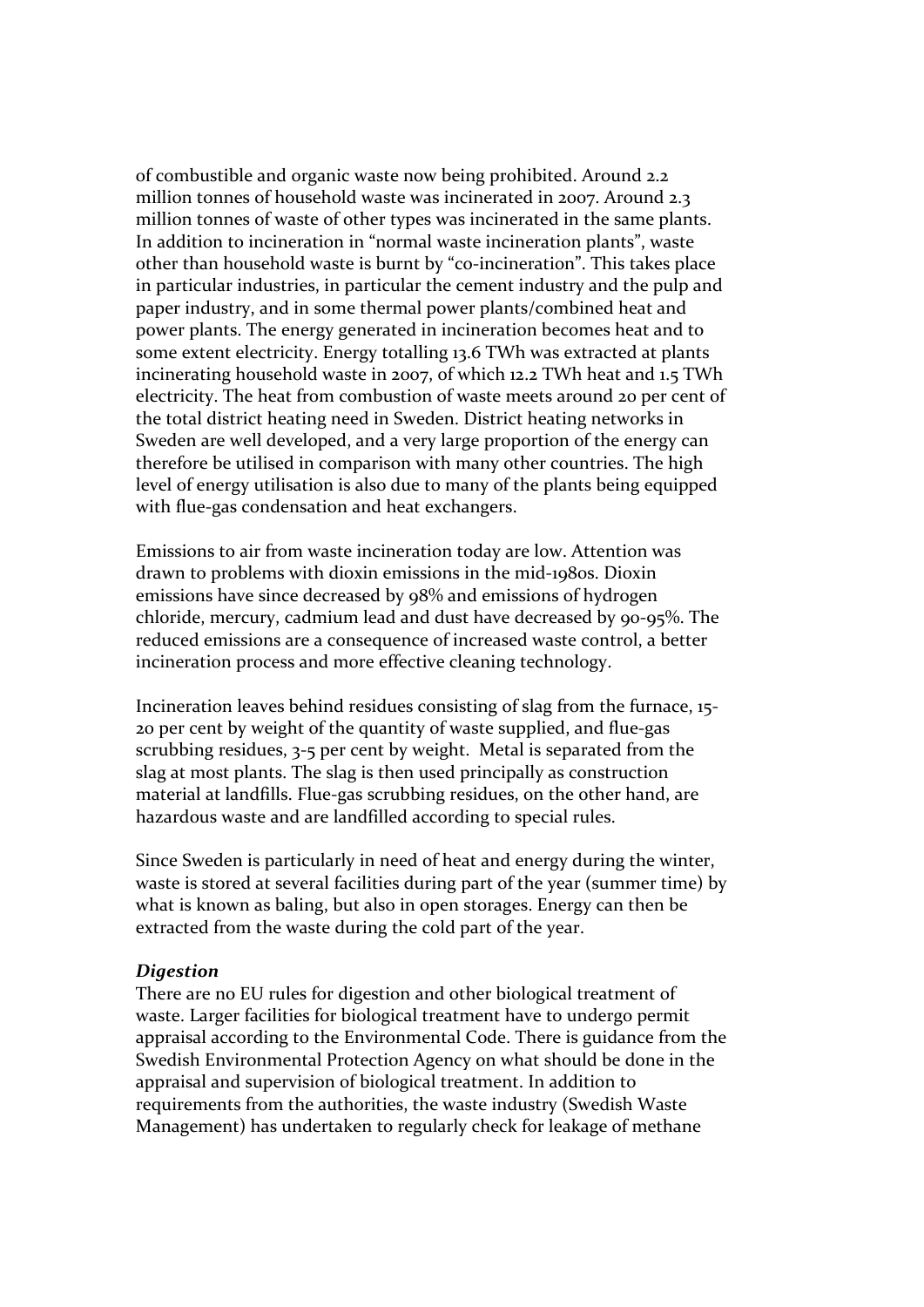of combustible and organic waste now being prohibited. Around 2.2 million tonnes of household waste was incinerated in 2007. Around 2.3 million tonnes of waste of other types was incinerated in the same plants. In addition to incineration in "normal waste incineration plants", waste other than household waste is burnt by "co-incineration". This takes place in particular industries, in particular the cement industry and the pulp and paper industry, and in some thermal power plants/combined heat and power plants. The energy generated in incineration becomes heat and to some extent electricity. Energy totalling 13.6 TWh was extracted at plants incinerating household waste in 2007, of which 12.2 TWh heat and 1.5 TWh electricity. The heat from combustion of waste meets around 20 per cent of the total district heating need in Sweden. District heating networks in Sweden are well developed, and a very large proportion of the energy can therefore be utilised in comparison with many other countries. The high level of energy utilisation is also due to many of the plants being equipped with flue-gas condensation and heat exchangers.

Emissions to air from waste incineration today are low. Attention was drawn to problems with dioxin emissions in the mid-1980s. Dioxin emissions have since decreased by 98% and emissions of hydrogen chloride, mercury, cadmium lead and dust have decreased by 90-95%. The reduced emissions are a consequence of increased waste control, a better incineration process and more effective cleaning technology.

Incineration leaves behind residues consisting of slag from the furnace, 15-20 per cent by weight of the quantity of waste supplied, and flue-gas scrubbing residues, 3-5 per cent by weight. Metal is separated from the slag at most plants. The slag is then used principally as construction material at landfills. Flue-gas scrubbing residues, on the other hand, are hazardous waste and are landfilled according to special rules.

Since Sweden is particularly in need of heat and energy during the winter, waste is stored at several facilities during part of the year (summer time) by what is known as baling, but also in open storages. Energy can then be extracted from the waste during the cold part of the year.

***Digestion***

There are no EU rules for digestion and other biological treatment of waste. Larger facilities for biological treatment have to undergo permit appraisal according to the Environmental Code. There is guidance from the Swedish Environmental Protection Agency on what should be done in the appraisal and supervision of biological treatment. In addition to requirements from the authorities, the waste industry (Swedish Waste Management) has undertaken to regularly check for leakage of methane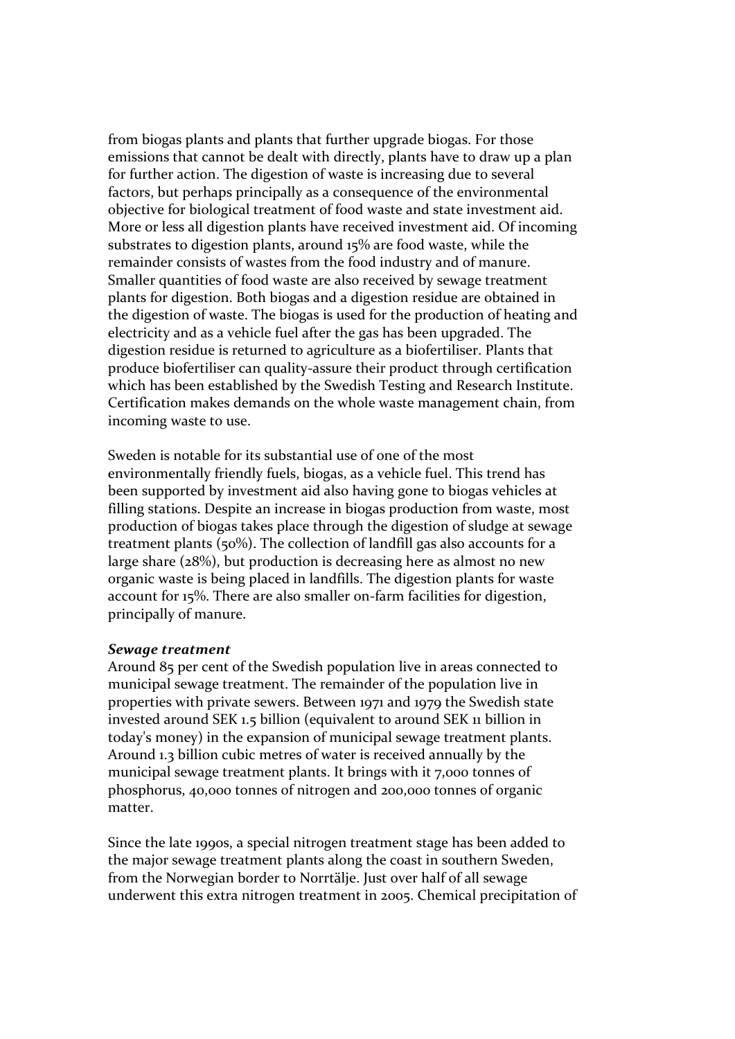from biogas plants and plants that further upgrade biogas. For those emissions that cannot be dealt with directly, plants have to draw up a plan for further action. The digestion of waste is increasing due to several factors, but perhaps principally as a consequence of the environmental objective for biological treatment of food waste and state investment aid. More or less all digestion plants have received investment aid. Of incoming substrates to digestion plants, around 15% are food waste, while the remainder consists of wastes from the food industry and of manure. Smaller quantities of food waste are also received by sewage treatment plants for digestion. Both biogas and a digestion residue are obtained in the digestion of waste. The biogas is used for the production of heating and electricity and as a vehicle fuel after the gas has been upgraded. The digestion residue is returned to agriculture as a biofertiliser. Plants that produce biofertiliser can quality-assure their product through certification which has been established by the Swedish Testing and Research Institute. Certification makes demands on the whole waste management chain, from incoming waste to use.

Sweden is notable for its substantial use of one of the most environmentally friendly fuels, biogas, as a vehicle fuel. This trend has been supported by investment aid also having gone to biogas vehicles at filling stations. Despite an increase in biogas production from waste, most production of biogas takes place through the digestion of sludge at sewage treatment plants (50%). The collection of landfill gas also accounts for a large share (28%), but production is decreasing here as almost no new organic waste is being placed in landfills. The digestion plants for waste account for 15%. There are also smaller on-farm facilities for digestion, principally of manure.

***Sewage treatment***

Around 85 per cent of the Swedish population live in areas connected to municipal sewage treatment. The remainder of the population live in properties with private sewers. Between 1971 and 1979 the Swedish state invested around SEK 1.5 billion (equivalent to around SEK 11 billion in today's money) in the expansion of municipal sewage treatment plants. Around 1.3 billion cubic metres of water is received annually by the municipal sewage treatment plants. It brings with it 7,000 tonnes of phosphorus, 40,000 tonnes of nitrogen and 200,000 tonnes of organic matter.

Since the late 1990s, a special nitrogen treatment stage has been added to the major sewage treatment plants along the coast in southern Sweden, from the Norwegian border to Norrtälje. Just over half of all sewage underwent this extra nitrogen treatment in 2005. Chemical precipitation of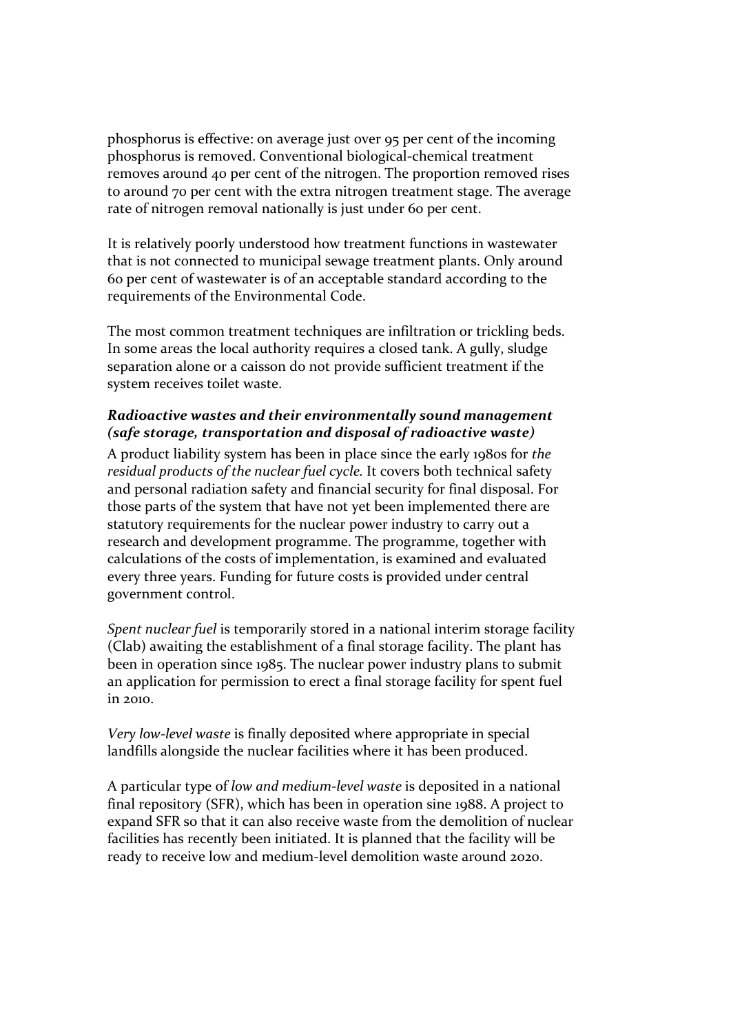phosphorus is effective: on average just over 95 per cent of the incoming phosphorus is removed. Conventional biological-chemical treatment removes around 40 per cent of the nitrogen. The proportion removed rises to around 70 per cent with the extra nitrogen treatment stage. The average rate of nitrogen removal nationally is just under 60 per cent.

It is relatively poorly understood how treatment functions in wastewater that is not connected to municipal sewage treatment plants. Only around 60 per cent of wastewater is of an acceptable standard according to the requirements of the Environmental Code.

The most common treatment techniques are infiltration or trickling beds. In some areas the local authority requires a closed tank. A gully, sludge separation alone or a caisson do not provide sufficient treatment if the system receives toilet waste.

***Radioactive wastes and their environmentally sound management (safe storage, transportation and disposal of radioactive waste)***

A product liability system has been in place since the early 1980s for *the residual products of the nuclear fuel cycle*. It covers both technical safety and personal radiation safety and financial security for final disposal. For those parts of the system that have not yet been implemented there are statutory requirements for the nuclear power industry to carry out a research and development programme. The programme, together with calculations of the costs of implementation, is examined and evaluated every three years. Funding for future costs is provided under central government control.

*Spent nuclear fuel* is temporarily stored in a national interim storage facility (Clab) awaiting the establishment of a final storage facility. The plant has been in operation since 1985. The nuclear power industry plans to submit an application for permission to erect a final storage facility for spent fuel in 2010.

*Very low-level waste* is finally deposited where appropriate in special landfills alongside the nuclear facilities where it has been produced.

A particular type of *low and medium-level waste* is deposited in a national final repository (SFR), which has been in operation sine 1988. A project to expand SFR so that it can also receive waste from the demolition of nuclear facilities has recently been initiated. It is planned that the facility will be ready to receive low and medium-level demolition waste around 2020.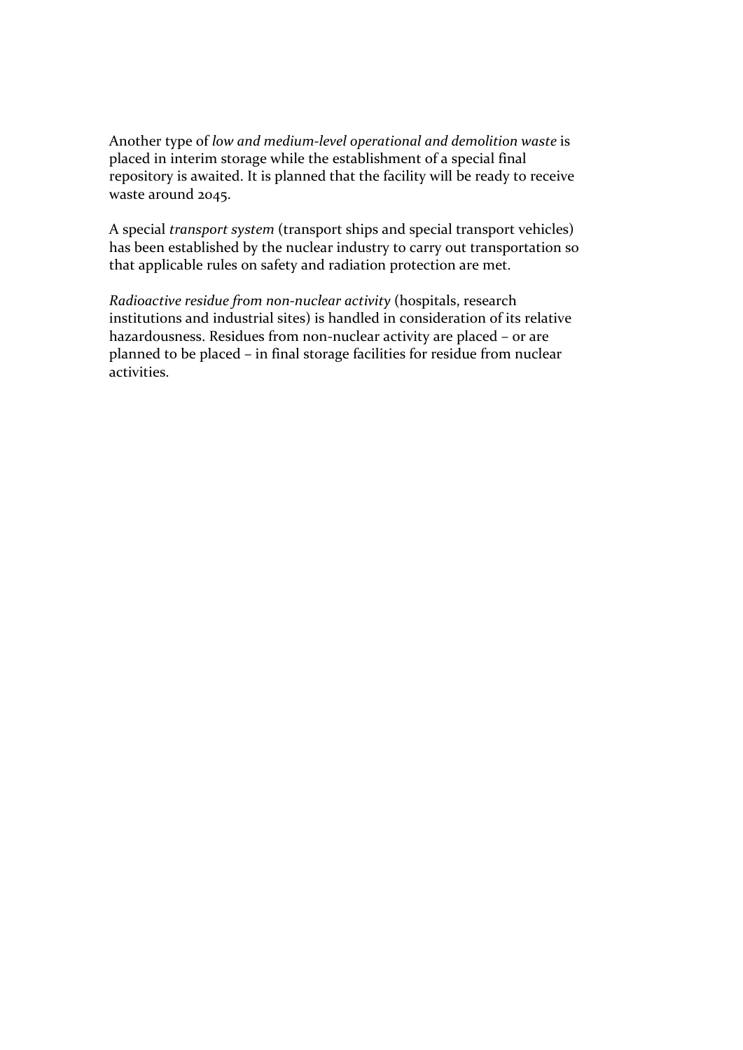Another type of *low and medium-level operational and demolition waste* is placed in interim storage while the establishment of a special final repository is awaited. It is planned that the facility will be ready to receive waste around 2045.

A special *transport system* (transport ships and special transport vehicles) has been established by the nuclear industry to carry out transportation so that applicable rules on safety and radiation protection are met.

*Radioactive residue from non-nuclear activity* (hospitals, research institutions and industrial sites) is handled in consideration of its relative hazardousness. Residues from non-nuclear activity are placed – or are planned to be placed – in final storage facilities for residue from nuclear activities.